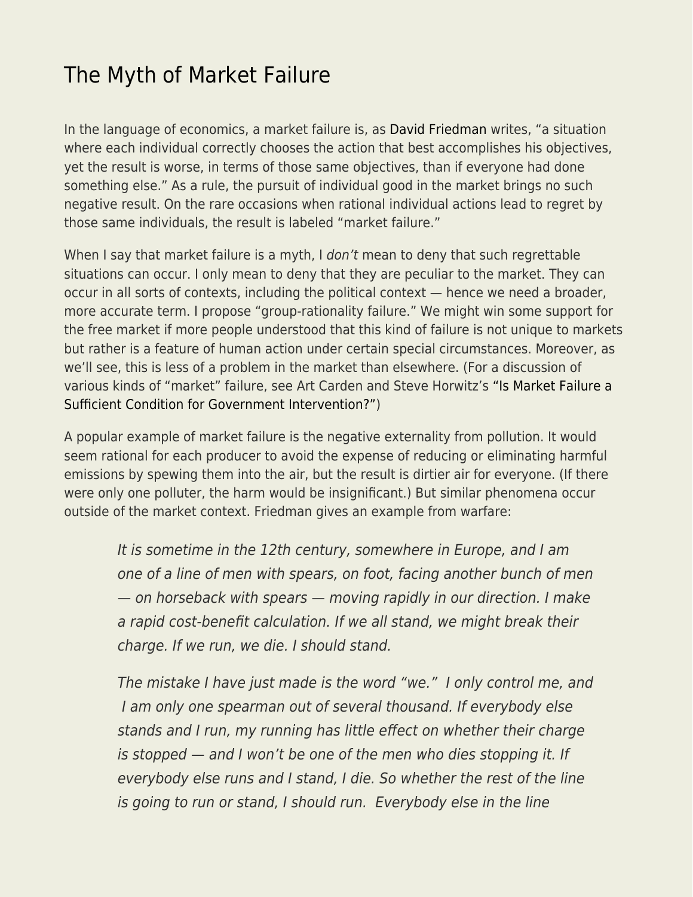# The Myth of Market Failure

In the language of economics, a market failure is, as David Friedman writes, "a situation where each individual correctly chooses the action that best accomplishes his objectives, yet the result is worse, in terms of those same objectives, than if everyone had done something else." As a rule, the pursuit of individual good in the market brings no such negative result. On the rare occasions when rational individual actions lead to regret by those same individuals, the result is labeled "market failure."

When I say that market failure is a myth, I *don't* mean to deny that such regrettable situations can occur. I only mean to deny that they are peculiar to the market. They can occur in all sorts of contexts, including the political context — hence we need a broader, more accurate term. I propose "group-rationality failure." We might win some support for the free market if more people understood that this kind of failure is not unique to markets but rather is a feature of human action under certain special circumstances. Moreover, as we'll see, this is less of a problem in the market than elsewhere. (For a discussion of various kinds of "market" failure, see Art Carden and Steve Horwitz's "Is Market Failure a Sufficient Condition for Government Intervention?")

A popular example of market failure is the negative externality from pollution. It would seem rational for each producer to avoid the expense of reducing or eliminating harmful emissions by spewing them into the air, but the result is dirtier air for everyone. (If there were only one polluter, the harm would be insignificant.) But similar phenomena occur outside of the market context. Friedman gives an example from warfare:

> *It is sometime in the 12th century, somewhere in Europe, and I am one of a line of men with spears, on foot, facing another bunch of men — on horseback with spears — moving rapidly in our direction. I make a rapid cost-benefit calculation. If we all stand, we might break their charge. If we run, we die. I should stand.*
>
> *The mistake I have just made is the word "we." I only control me, and I am only one spearman out of several thousand. If everybody else stands and I run, my running has little effect on whether their charge is stopped — and I won't be one of the men who dies stopping it. If everybody else runs and I stand, I die. So whether the rest of the line is going to run or stand, I should run. Everybody else in the line*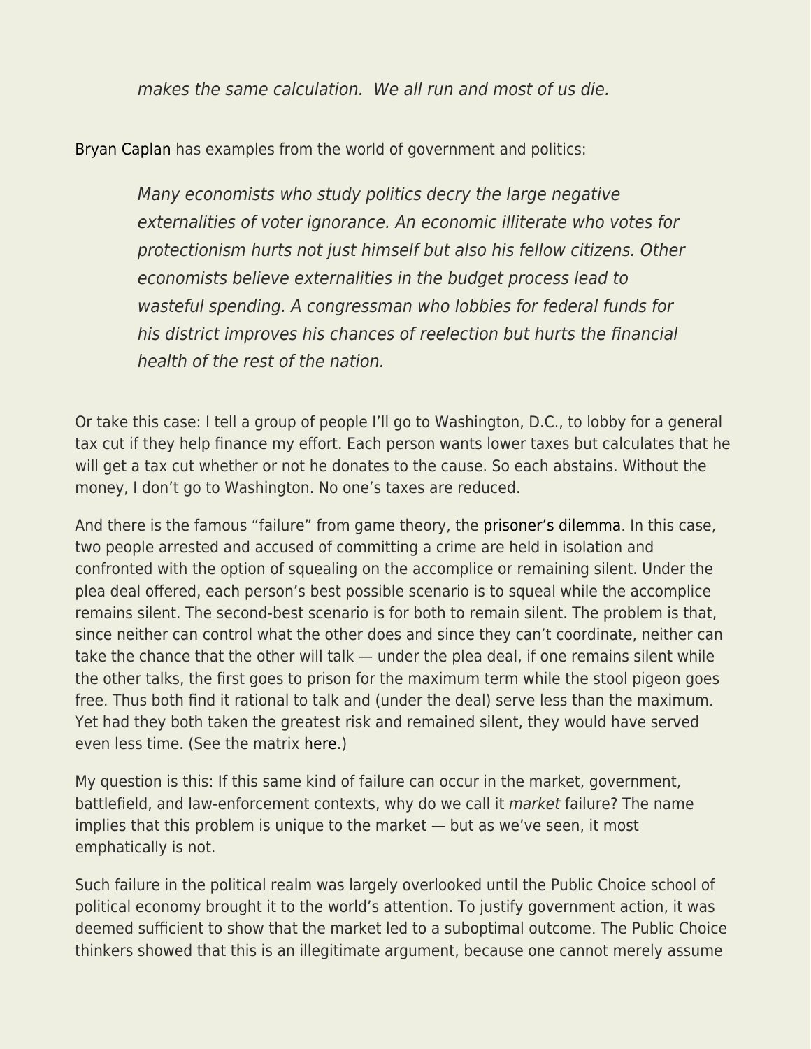> *makes the same calculation. We all run and most of us die.*

Bryan Caplan has examples from the world of government and politics:

> *Many economists who study politics decry the large negative externalities of voter ignorance. An economic illiterate who votes for protectionism hurts not just himself but also his fellow citizens. Other economists believe externalities in the budget process lead to wasteful spending. A congressman who lobbies for federal funds for his district improves his chances of reelection but hurts the financial health of the rest of the nation.*

Or take this case: I tell a group of people I'll go to Washington, D.C., to lobby for a general tax cut if they help finance my effort. Each person wants lower taxes but calculates that he will get a tax cut whether or not he donates to the cause. So each abstains. Without the money, I don't go to Washington. No one's taxes are reduced.

And there is the famous "failure" from game theory, the prisoner's dilemma. In this case, two people arrested and accused of committing a crime are held in isolation and confronted with the option of squealing on the accomplice or remaining silent. Under the plea deal offered, each person's best possible scenario is to squeal while the accomplice remains silent. The second-best scenario is for both to remain silent. The problem is that, since neither can control what the other does and since they can't coordinate, neither can take the chance that the other will talk — under the plea deal, if one remains silent while the other talks, the first goes to prison for the maximum term while the stool pigeon goes free. Thus both find it rational to talk and (under the deal) serve less than the maximum. Yet had they both taken the greatest risk and remained silent, they would have served even less time. (See the matrix here.)

My question is this: If this same kind of failure can occur in the market, government, battlefield, and law-enforcement contexts, why do we call it *market* failure? The name implies that this problem is unique to the market — but as we've seen, it most emphatically is not.

Such failure in the political realm was largely overlooked until the Public Choice school of political economy brought it to the world's attention. To justify government action, it was deemed sufficient to show that the market led to a suboptimal outcome. The Public Choice thinkers showed that this is an illegitimate argument, because one cannot merely assume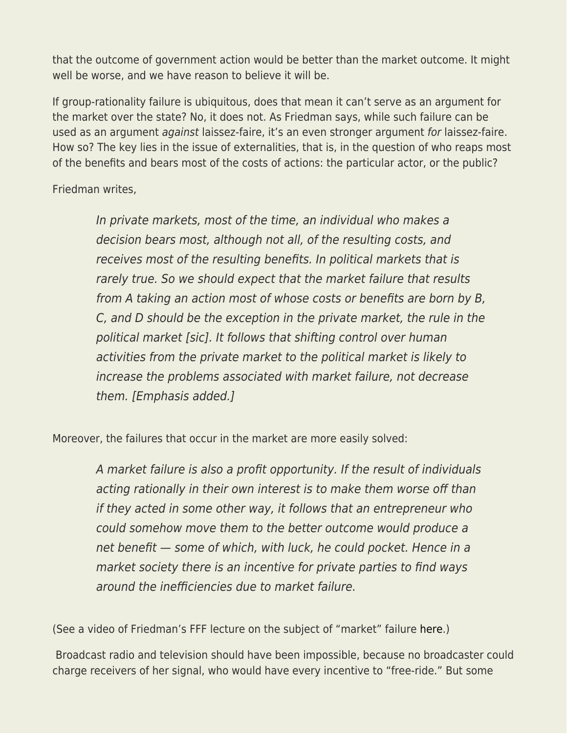that the outcome of government action would be better than the market outcome. It might well be worse, and we have reason to believe it will be.

If group-rationality failure is ubiquitous, does that mean it can't serve as an argument for the market over the state? No, it does not. As Friedman says, while such failure can be used as an argument *against* laissez-faire, it's an even stronger argument *for* laissez-faire. How so? The key lies in the issue of externalities, that is, in the question of who reaps most of the benefits and bears most of the costs of actions: the particular actor, or the public?

Friedman writes,

> *In private markets, most of the time, an individual who makes a decision bears most, although not all, of the resulting costs, and receives most of the resulting benefits. In political markets that is rarely true. So we should expect that the market failure that results from A taking an action most of whose costs or benefits are born by B, C, and D should be the exception in the private market, the rule in the political market [sic]. It follows that shifting control over human activities from the private market to the political market is likely to increase the problems associated with market failure, not decrease them. [Emphasis added.]*

Moreover, the failures that occur in the market are more easily solved:

> *A market failure is also a profit opportunity. If the result of individuals acting rationally in their own interest is to make them worse off than if they acted in some other way, it follows that an entrepreneur who could somehow move them to the better outcome would produce a net benefit — some of which, with luck, he could pocket. Hence in a market society there is an incentive for private parties to find ways around the inefficiencies due to market failure.*

(See a video of Friedman's FFF lecture on the subject of "market" failure here.)

Broadcast radio and television should have been impossible, because no broadcaster could charge receivers of her signal, who would have every incentive to "free-ride." But some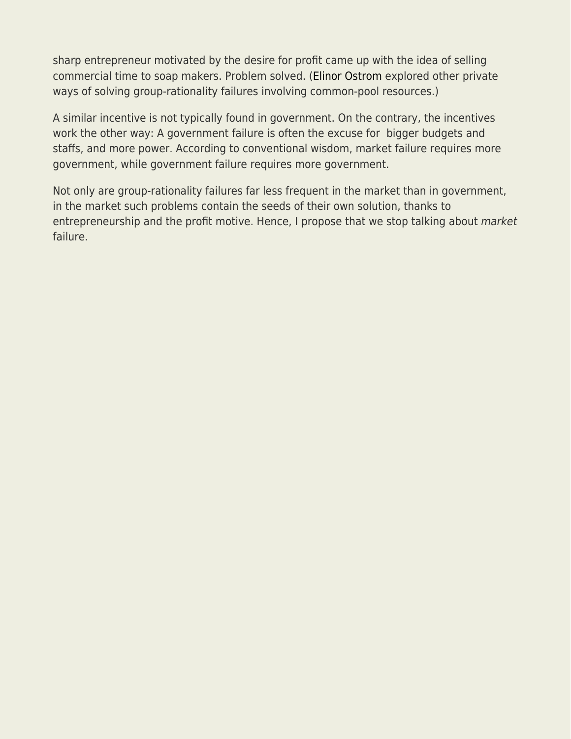sharp entrepreneur motivated by the desire for profit came up with the idea of selling commercial time to soap makers. Problem solved. (Elinor Ostrom explored other private ways of solving group-rationality failures involving common-pool resources.)

A similar incentive is not typically found in government. On the contrary, the incentives work the other way: A government failure is often the excuse for bigger budgets and staffs, and more power. According to conventional wisdom, market failure requires more government, while government failure requires more government.

Not only are group-rationality failures far less frequent in the market than in government, in the market such problems contain the seeds of their own solution, thanks to entrepreneurship and the profit motive. Hence, I propose that we stop talking about *market* failure.